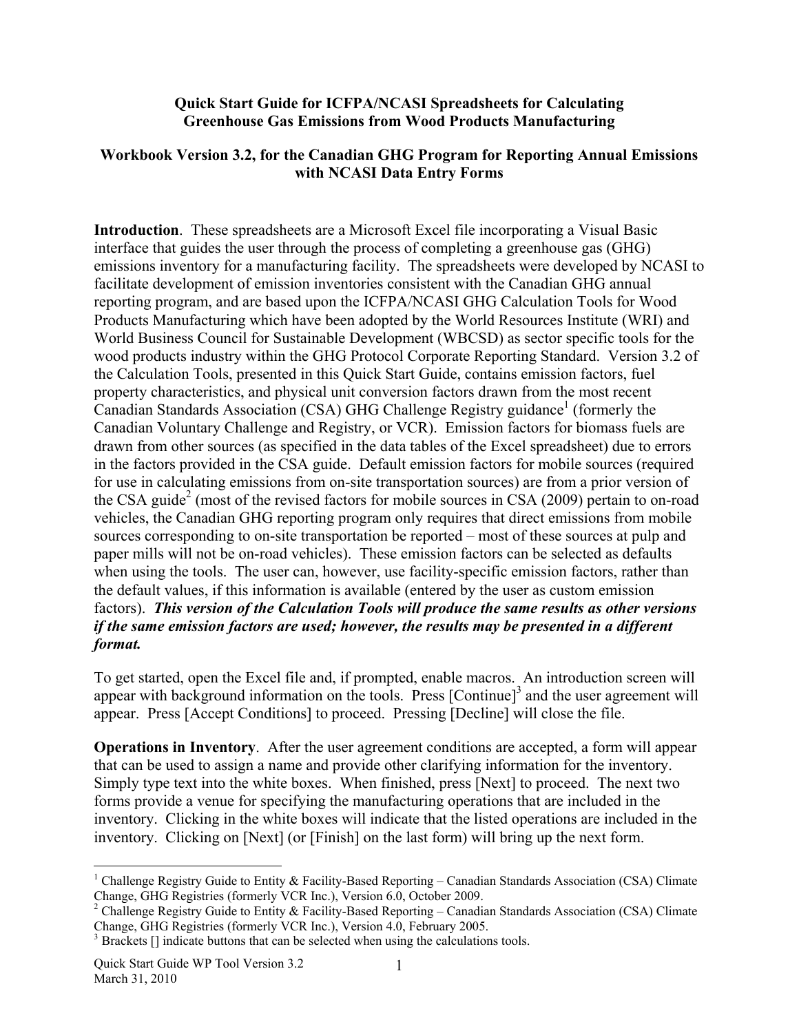**Quick Start Guide for ICFPA/NCASI Spreadsheets for Calculating Greenhouse Gas Emissions from Wood Products Manufacturing**

**Workbook Version 3.2, for the Canadian GHG Program for Reporting Annual Emissions with NCASI Data Entry Forms**

**Introduction**. These spreadsheets are a Microsoft Excel file incorporating a Visual Basic interface that guides the user through the process of completing a greenhouse gas (GHG) emissions inventory for a manufacturing facility. The spreadsheets were developed by NCASI to facilitate development of emission inventories consistent with the Canadian GHG annual reporting program, and are based upon the ICFPA/NCASI GHG Calculation Tools for Wood Products Manufacturing which have been adopted by the World Resources Institute (WRI) and World Business Council for Sustainable Development (WBCSD) as sector specific tools for the wood products industry within the GHG Protocol Corporate Reporting Standard. Version 3.2 of the Calculation Tools, presented in this Quick Start Guide, contains emission factors, fuel property characteristics, and physical unit conversion factors drawn from the most recent Canadian Standards Association (CSA) GHG Challenge Registry guidance[1] (formerly the Canadian Voluntary Challenge and Registry, or VCR). Emission factors for biomass fuels are drawn from other sources (as specified in the data tables of the Excel spreadsheet) due to errors in the factors provided in the CSA guide. Default emission factors for mobile sources (required for use in calculating emissions from on-site transportation sources) are from a prior version of the CSA guide[2] (most of the revised factors for mobile sources in CSA (2009) pertain to on-road vehicles, the Canadian GHG reporting program only requires that direct emissions from mobile sources corresponding to on-site transportation be reported – most of these sources at pulp and paper mills will not be on-road vehicles). These emission factors can be selected as defaults when using the tools. The user can, however, use facility-specific emission factors, rather than the default values, if this information is available (entered by the user as custom emission factors). ***This version of the Calculation Tools will produce the same results as other versions if the same emission factors are used; however, the results may be presented in a different format.***

To get started, open the Excel file and, if prompted, enable macros. An introduction screen will appear with background information on the tools. Press [Continue][3] and the user agreement will appear. Press [Accept Conditions] to proceed. Pressing [Decline] will close the file.

**Operations in Inventory**. After the user agreement conditions are accepted, a form will appear that can be used to assign a name and provide other clarifying information for the inventory. Simply type text into the white boxes. When finished, press [Next] to proceed. The next two forms provide a venue for specifying the manufacturing operations that are included in the inventory. Clicking in the white boxes will indicate that the listed operations are included in the inventory. Clicking on [Next] (or [Finish] on the last form) will bring up the next form.

---

[1] Challenge Registry Guide to Entity & Facility-Based Reporting – Canadian Standards Association (CSA) Climate Change, GHG Registries (formerly VCR Inc.), Version 6.0, October 2009.

[2] Challenge Registry Guide to Entity & Facility-Based Reporting – Canadian Standards Association (CSA) Climate Change, GHG Registries (formerly VCR Inc.), Version 4.0, February 2005.

[3] Brackets [] indicate buttons that can be selected when using the calculations tools.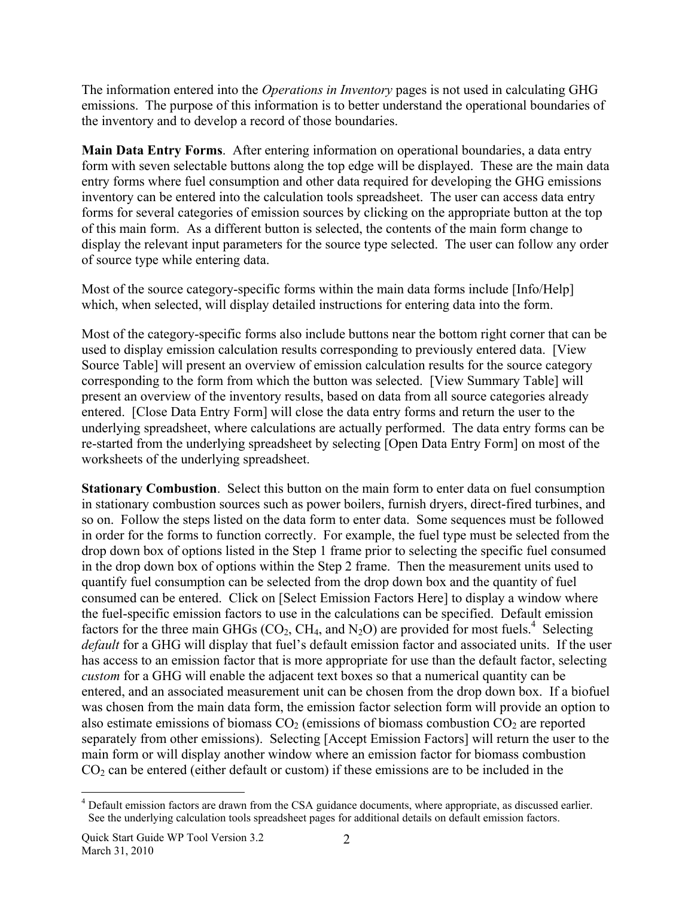The information entered into the *Operations in Inventory* pages is not used in calculating GHG emissions. The purpose of this information is to better understand the operational boundaries of the inventory and to develop a record of those boundaries.

**Main Data Entry Forms**. After entering information on operational boundaries, a data entry form with seven selectable buttons along the top edge will be displayed. These are the main data entry forms where fuel consumption and other data required for developing the GHG emissions inventory can be entered into the calculation tools spreadsheet. The user can access data entry forms for several categories of emission sources by clicking on the appropriate button at the top of this main form. As a different button is selected, the contents of the main form change to display the relevant input parameters for the source type selected. The user can follow any order of source type while entering data.

Most of the source category-specific forms within the main data forms include [Info/Help] which, when selected, will display detailed instructions for entering data into the form.

Most of the category-specific forms also include buttons near the bottom right corner that can be used to display emission calculation results corresponding to previously entered data. [View Source Table] will present an overview of emission calculation results for the source category corresponding to the form from which the button was selected. [View Summary Table] will present an overview of the inventory results, based on data from all source categories already entered. [Close Data Entry Form] will close the data entry forms and return the user to the underlying spreadsheet, where calculations are actually performed. The data entry forms can be re-started from the underlying spreadsheet by selecting [Open Data Entry Form] on most of the worksheets of the underlying spreadsheet.

**Stationary Combustion**. Select this button on the main form to enter data on fuel consumption in stationary combustion sources such as power boilers, furnish dryers, direct-fired turbines, and so on. Follow the steps listed on the data form to enter data. Some sequences must be followed in order for the forms to function correctly. For example, the fuel type must be selected from the drop down box of options listed in the Step 1 frame prior to selecting the specific fuel consumed in the drop down box of options within the Step 2 frame. Then the measurement units used to quantify fuel consumption can be selected from the drop down box and the quantity of fuel consumed can be entered. Click on [Select Emission Factors Here] to display a window where the fuel-specific emission factors to use in the calculations can be specified. Default emission factors for the three main GHGs ($CO_2$, $CH_4$, and $N_2O$) are provided for most fuels.[4] Selecting *default* for a GHG will display that fuel's default emission factor and associated units. If the user has access to an emission factor that is more appropriate for use than the default factor, selecting *custom* for a GHG will enable the adjacent text boxes so that a numerical quantity can be entered, and an associated measurement unit can be chosen from the drop down box. If a biofuel was chosen from the main data form, the emission factor selection form will provide an option to also estimate emissions of biomass $CO_2$ (emissions of biomass combustion $CO_2$ are reported separately from other emissions). Selecting [Accept Emission Factors] will return the user to the main form or will display another window where an emission factor for biomass combustion $CO_2$ can be entered (either default or custom) if these emissions are to be included in the

[4] Default emission factors are drawn from the CSA guidance documents, where appropriate, as discussed earlier. See the underlying calculation tools spreadsheet pages for additional details on default emission factors.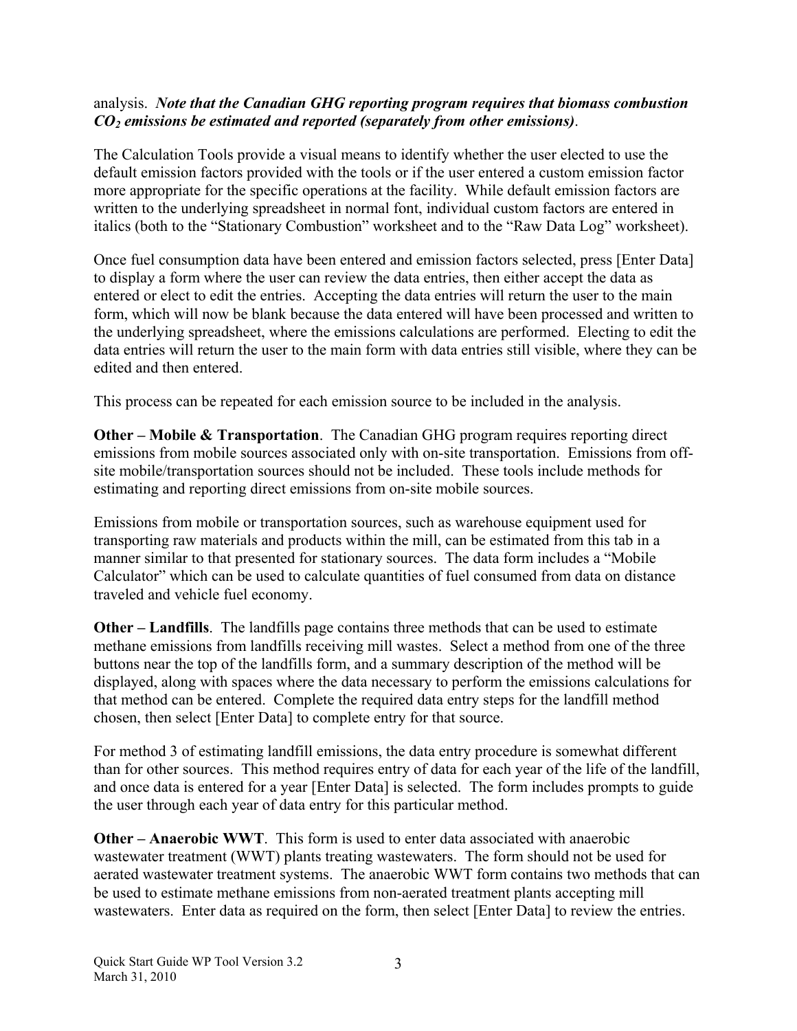analysis. ***Note that the Canadian GHG reporting program requires that biomass combustion $CO_2$ emissions be estimated and reported (separately from other emissions)***.

The Calculation Tools provide a visual means to identify whether the user elected to use the default emission factors provided with the tools or if the user entered a custom emission factor more appropriate for the specific operations at the facility. While default emission factors are written to the underlying spreadsheet in normal font, individual custom factors are entered in italics (both to the "Stationary Combustion" worksheet and to the "Raw Data Log" worksheet).

Once fuel consumption data have been entered and emission factors selected, press [Enter Data] to display a form where the user can review the data entries, then either accept the data as entered or elect to edit the entries. Accepting the data entries will return the user to the main form, which will now be blank because the data entered will have been processed and written to the underlying spreadsheet, where the emissions calculations are performed. Electing to edit the data entries will return the user to the main form with data entries still visible, where they can be edited and then entered.

This process can be repeated for each emission source to be included in the analysis.

**Other – Mobile & Transportation**. The Canadian GHG program requires reporting direct emissions from mobile sources associated only with on-site transportation. Emissions from off-site mobile/transportation sources should not be included. These tools include methods for estimating and reporting direct emissions from on-site mobile sources.

Emissions from mobile or transportation sources, such as warehouse equipment used for transporting raw materials and products within the mill, can be estimated from this tab in a manner similar to that presented for stationary sources. The data form includes a "Mobile Calculator" which can be used to calculate quantities of fuel consumed from data on distance traveled and vehicle fuel economy.

**Other – Landfills**. The landfills page contains three methods that can be used to estimate methane emissions from landfills receiving mill wastes. Select a method from one of the three buttons near the top of the landfills form, and a summary description of the method will be displayed, along with spaces where the data necessary to perform the emissions calculations for that method can be entered. Complete the required data entry steps for the landfill method chosen, then select [Enter Data] to complete entry for that source.

For method 3 of estimating landfill emissions, the data entry procedure is somewhat different than for other sources. This method requires entry of data for each year of the life of the landfill, and once data is entered for a year [Enter Data] is selected. The form includes prompts to guide the user through each year of data entry for this particular method.

**Other – Anaerobic WWT**. This form is used to enter data associated with anaerobic wastewater treatment (WWT) plants treating wastewaters. The form should not be used for aerated wastewater treatment systems. The anaerobic WWT form contains two methods that can be used to estimate methane emissions from non-aerated treatment plants accepting mill wastewaters. Enter data as required on the form, then select [Enter Data] to review the entries.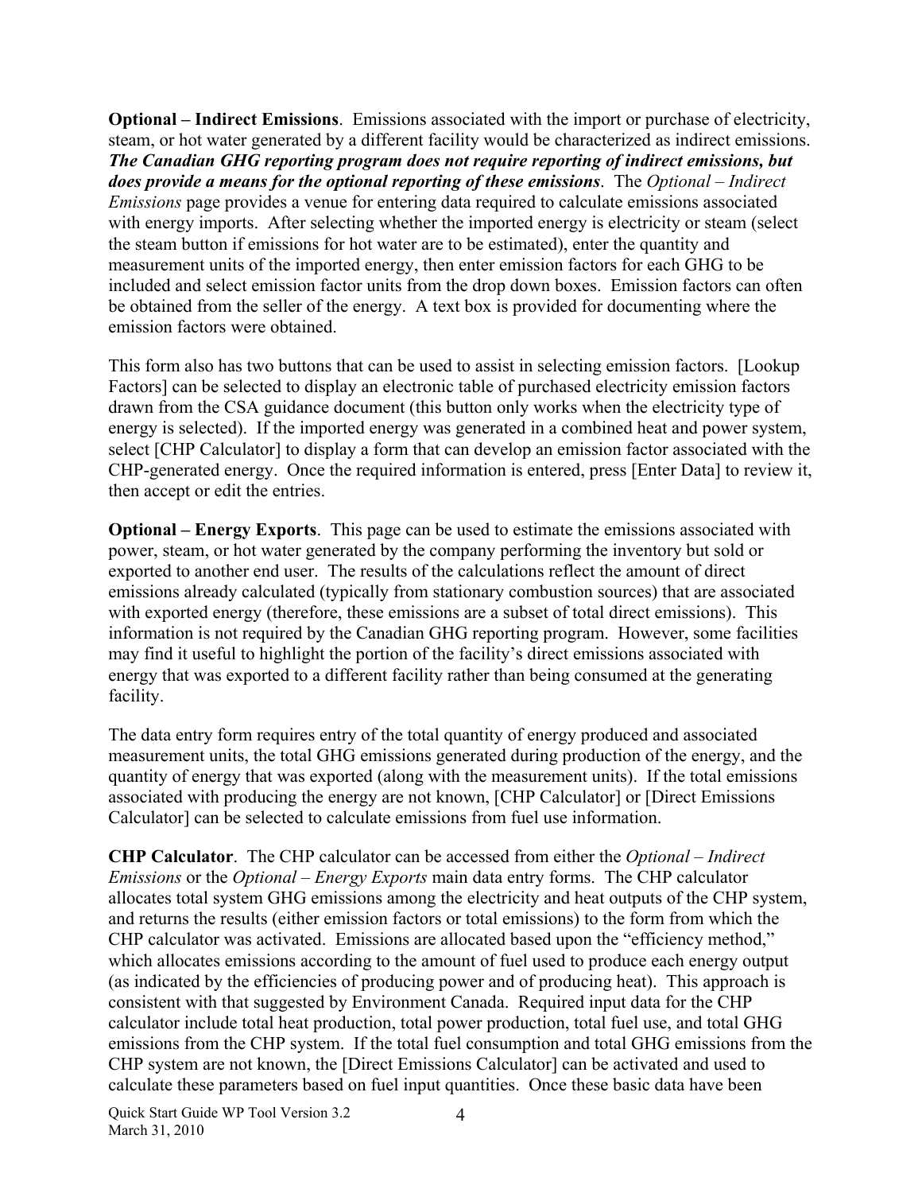**Optional – Indirect Emissions**. Emissions associated with the import or purchase of electricity, steam, or hot water generated by a different facility would be characterized as indirect emissions. ***The Canadian GHG reporting program does not require reporting of indirect emissions, but does provide a means for the optional reporting of these emissions***. The *Optional – Indirect Emissions* page provides a venue for entering data required to calculate emissions associated with energy imports. After selecting whether the imported energy is electricity or steam (select the steam button if emissions for hot water are to be estimated), enter the quantity and measurement units of the imported energy, then enter emission factors for each GHG to be included and select emission factor units from the drop down boxes. Emission factors can often be obtained from the seller of the energy. A text box is provided for documenting where the emission factors were obtained.

This form also has two buttons that can be used to assist in selecting emission factors. [Lookup Factors] can be selected to display an electronic table of purchased electricity emission factors drawn from the CSA guidance document (this button only works when the electricity type of energy is selected). If the imported energy was generated in a combined heat and power system, select [CHP Calculator] to display a form that can develop an emission factor associated with the CHP-generated energy. Once the required information is entered, press [Enter Data] to review it, then accept or edit the entries.

**Optional – Energy Exports**. This page can be used to estimate the emissions associated with power, steam, or hot water generated by the company performing the inventory but sold or exported to another end user. The results of the calculations reflect the amount of direct emissions already calculated (typically from stationary combustion sources) that are associated with exported energy (therefore, these emissions are a subset of total direct emissions). This information is not required by the Canadian GHG reporting program. However, some facilities may find it useful to highlight the portion of the facility's direct emissions associated with energy that was exported to a different facility rather than being consumed at the generating facility.

The data entry form requires entry of the total quantity of energy produced and associated measurement units, the total GHG emissions generated during production of the energy, and the quantity of energy that was exported (along with the measurement units). If the total emissions associated with producing the energy are not known, [CHP Calculator] or [Direct Emissions Calculator] can be selected to calculate emissions from fuel use information.

**CHP Calculator**. The CHP calculator can be accessed from either the *Optional – Indirect Emissions* or the *Optional – Energy Exports* main data entry forms. The CHP calculator allocates total system GHG emissions among the electricity and heat outputs of the CHP system, and returns the results (either emission factors or total emissions) to the form from which the CHP calculator was activated. Emissions are allocated based upon the "efficiency method," which allocates emissions according to the amount of fuel used to produce each energy output (as indicated by the efficiencies of producing power and of producing heat). This approach is consistent with that suggested by Environment Canada. Required input data for the CHP calculator include total heat production, total power production, total fuel use, and total GHG emissions from the CHP system. If the total fuel consumption and total GHG emissions from the CHP system are not known, the [Direct Emissions Calculator] can be activated and used to calculate these parameters based on fuel input quantities. Once these basic data have been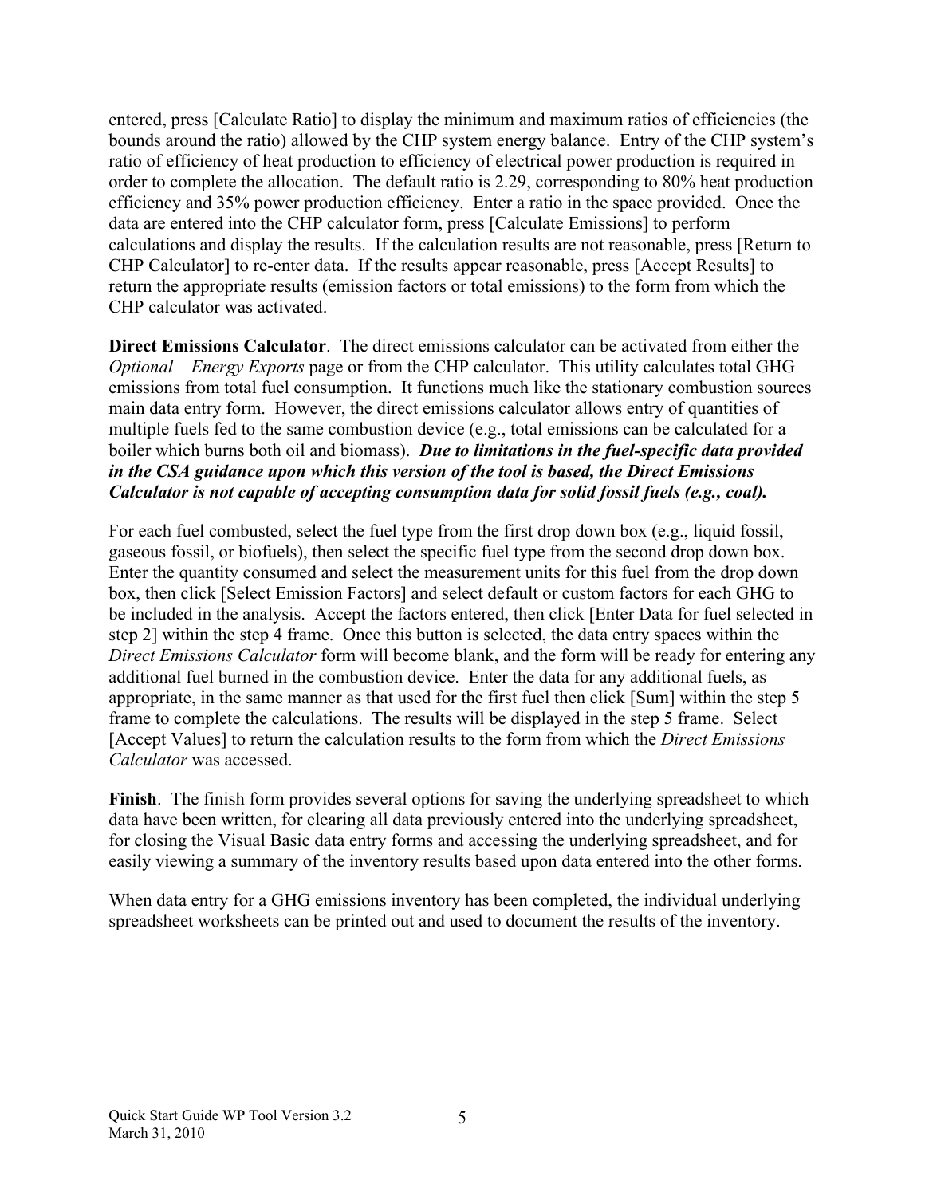entered, press [Calculate Ratio] to display the minimum and maximum ratios of efficiencies (the bounds around the ratio) allowed by the CHP system energy balance. Entry of the CHP system's ratio of efficiency of heat production to efficiency of electrical power production is required in order to complete the allocation. The default ratio is 2.29, corresponding to 80% heat production efficiency and 35% power production efficiency. Enter a ratio in the space provided. Once the data are entered into the CHP calculator form, press [Calculate Emissions] to perform calculations and display the results. If the calculation results are not reasonable, press [Return to CHP Calculator] to re-enter data. If the results appear reasonable, press [Accept Results] to return the appropriate results (emission factors or total emissions) to the form from which the CHP calculator was activated.

**Direct Emissions Calculator**. The direct emissions calculator can be activated from either the *Optional – Energy Exports* page or from the CHP calculator. This utility calculates total GHG emissions from total fuel consumption. It functions much like the stationary combustion sources main data entry form. However, the direct emissions calculator allows entry of quantities of multiple fuels fed to the same combustion device (e.g., total emissions can be calculated for a boiler which burns both oil and biomass). ***Due to limitations in the fuel-specific data provided in the CSA guidance upon which this version of the tool is based, the Direct Emissions Calculator is not capable of accepting consumption data for solid fossil fuels (e.g., coal).***

For each fuel combusted, select the fuel type from the first drop down box (e.g., liquid fossil, gaseous fossil, or biofuels), then select the specific fuel type from the second drop down box. Enter the quantity consumed and select the measurement units for this fuel from the drop down box, then click [Select Emission Factors] and select default or custom factors for each GHG to be included in the analysis. Accept the factors entered, then click [Enter Data for fuel selected in step 2] within the step 4 frame. Once this button is selected, the data entry spaces within the *Direct Emissions Calculator* form will become blank, and the form will be ready for entering any additional fuel burned in the combustion device. Enter the data for any additional fuels, as appropriate, in the same manner as that used for the first fuel then click [Sum] within the step 5 frame to complete the calculations. The results will be displayed in the step 5 frame. Select [Accept Values] to return the calculation results to the form from which the *Direct Emissions Calculator* was accessed.

**Finish**. The finish form provides several options for saving the underlying spreadsheet to which data have been written, for clearing all data previously entered into the underlying spreadsheet, for closing the Visual Basic data entry forms and accessing the underlying spreadsheet, and for easily viewing a summary of the inventory results based upon data entered into the other forms.

When data entry for a GHG emissions inventory has been completed, the individual underlying spreadsheet worksheets can be printed out and used to document the results of the inventory.